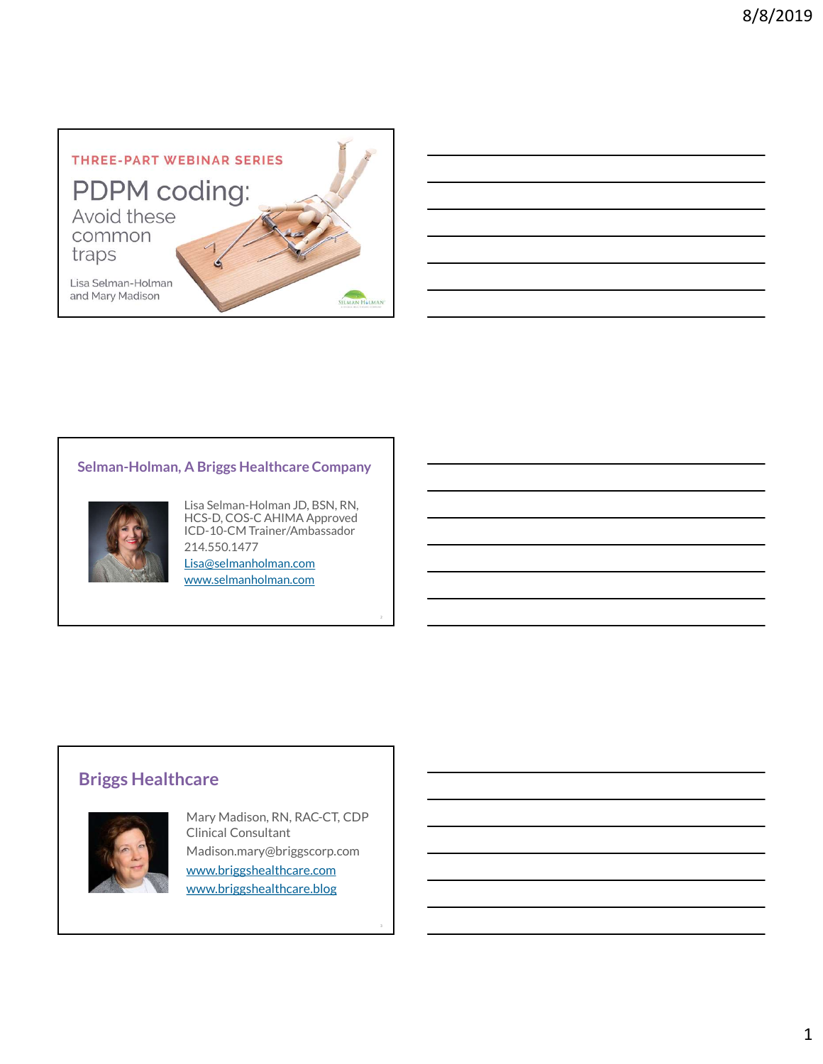THREE-PART WEBINAR SERIES

# PDPM coding:

## Avoid these common traps

Lisa Selman-Holman and Mary Madison

## Selman-Holman, A Briggs Healthcare Company

Lisa Selman-Holman JD, BSN, RN, HCS-D, COS-C AHIMA Approved ICD-10-CM Trainer/Ambassador

214.550.1477

Lisa@selmanholman.com

www.selmanholman.com

## Briggs Healthcare

Mary Madison, RN, RAC-CT, CDP

Clinical Consultant

Madison.mary@briggscorp.com

www.briggshealthcare.com

www.briggshealthcare.blog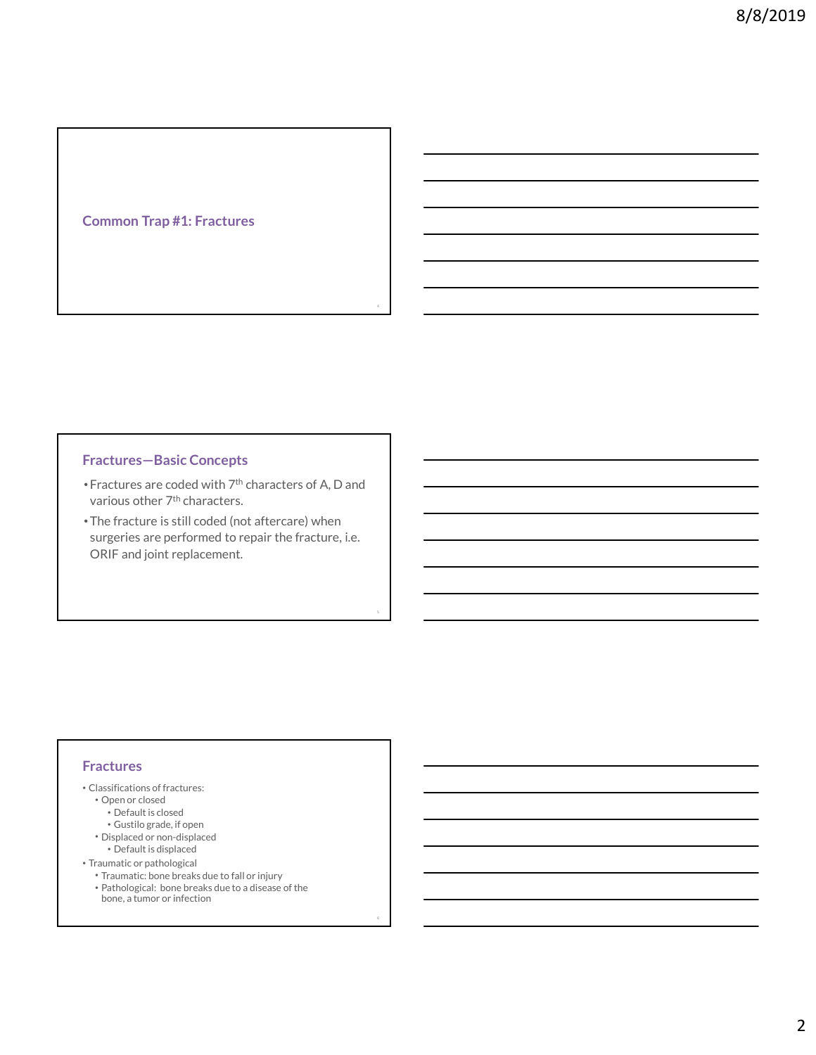## Common Trap #1: Fractures

## Fractures—Basic Concepts

- Fractures are coded with 7th characters of A, D and various other 7th characters.
- The fracture is still coded (not aftercare) when surgeries are performed to repair the fracture, i.e. ORIF and joint replacement.

## Fractures

- Classifications of fractures:
  - Open or closed
    - Default is closed
    - Gustilo grade, if open
  - Displaced or non-displaced
    - Default is displaced
- Traumatic or pathological
  - Traumatic: bone breaks due to fall or injury
  - Pathological: bone breaks due to a disease of the bone, a tumor or infection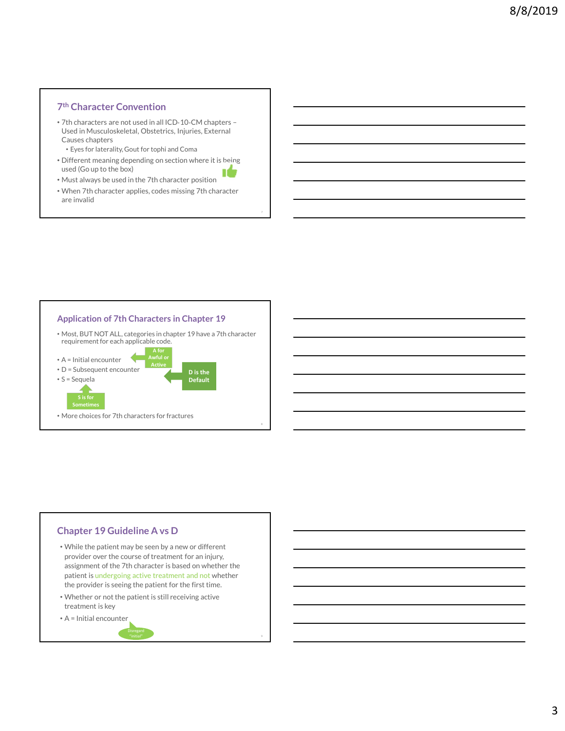## 7th Character Convention

- 7th characters are not used in all ICD-10-CM chapters – Used in Musculoskeletal, Obstetrics, Injuries, External Causes chapters
  - Eyes for laterality, Gout for tophi and Coma
- Different meaning depending on section where it is being used (Go up to the box)
- Must always be used in the 7th character position
- When 7th character applies, codes missing 7th character are invalid

## Application of 7th Characters in Chapter 19

- Most, BUT NOT ALL, categories in chapter 19 have a 7th character requirement for each applicable code.

- A = Initial encounter
- D = Subsequent encounter
- S = Sequela

A for Awful or Active

D is the Default

S is for Sometimes

- More choices for 7th characters for fractures

## Chapter 19 Guideline A vs D

- While the patient may be seen by a new or different provider over the course of treatment for an injury, assignment of the 7th character is based on whether the patient is undergoing active treatment and not whether the provider is seeing the patient for the first time.
- Whether or not the patient is still receiving active treatment is key
- A = Initial encounter

Disregard "initial"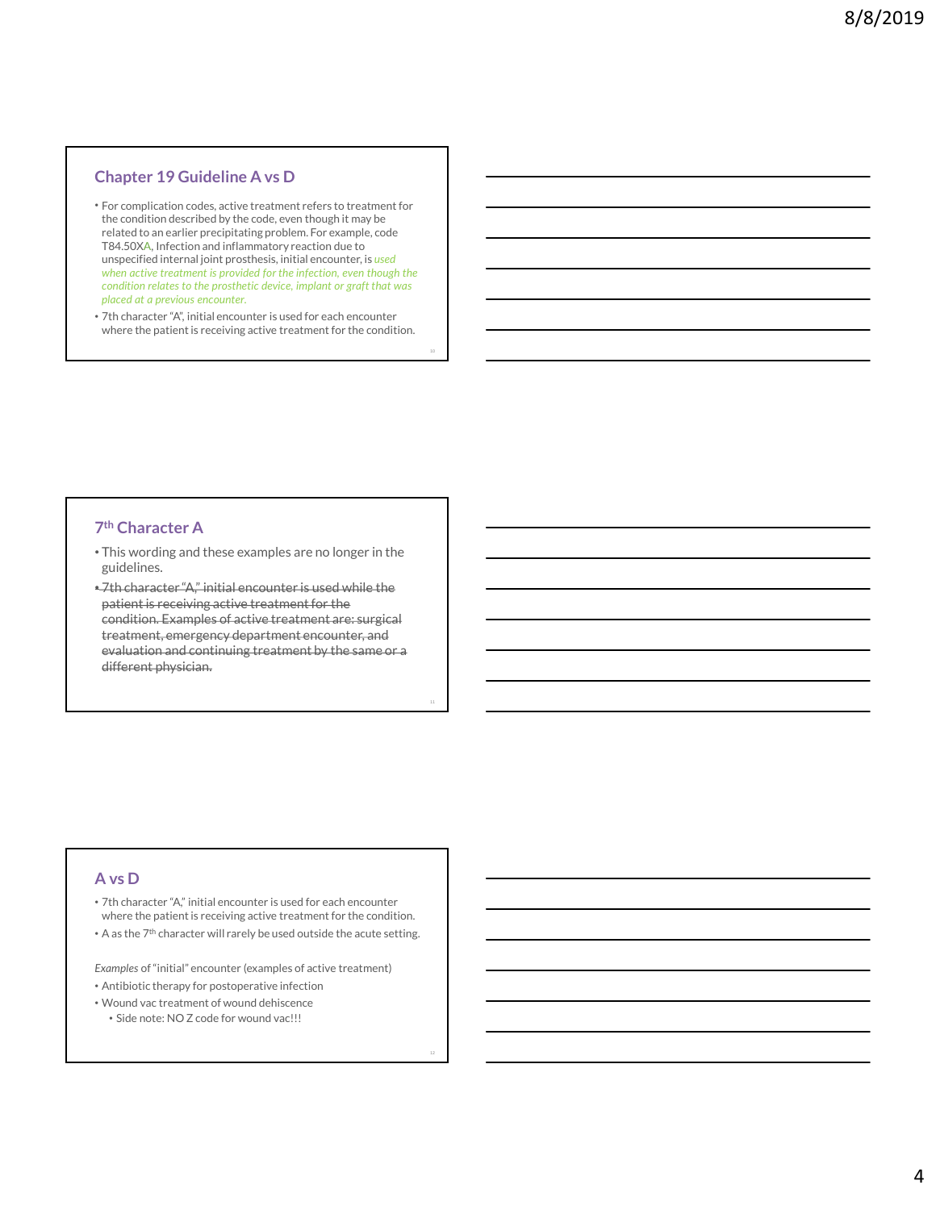## Chapter 19 Guideline A vs D

- For complication codes, active treatment refers to treatment for the condition described by the code, even though it may be related to an earlier precipitating problem. For example, code T84.50XA, Infection and inflammatory reaction due to unspecified internal joint prosthesis, initial encounter, is *used when active treatment is provided for the infection, even though the condition relates to the prosthetic device, implant or graft that was placed at a previous encounter.*
- 7th character "A", initial encounter is used for each encounter where the patient is receiving active treatment for the condition.

## 7th Character A

- This wording and these examples are no longer in the guidelines.
- ~~7th character "A," initial encounter is used while the patient is receiving active treatment for the condition. Examples of active treatment are: surgical treatment, emergency department encounter, and evaluation and continuing treatment by the same or a different physician.~~

## A vs D

- 7th character "A," initial encounter is used for each encounter where the patient is receiving active treatment for the condition.
- A as the 7th character will rarely be used outside the acute setting.

*Examples* of "initial" encounter (examples of active treatment)

- Antibiotic therapy for postoperative infection
- Wound vac treatment of wound dehiscence
  - Side note: NO Z code for wound vac!!!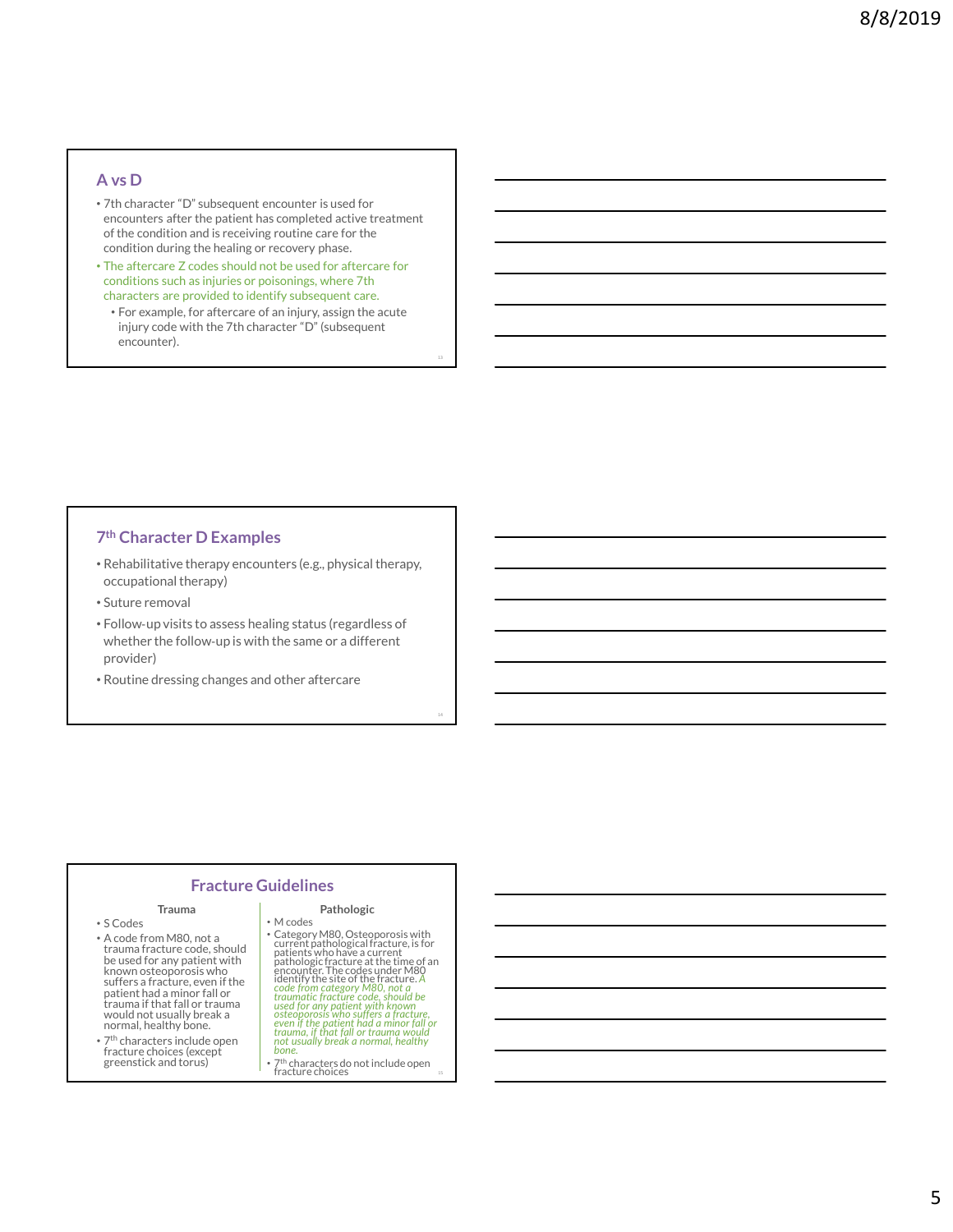## A vs D

- 7th character "D" subsequent encounter is used for encounters after the patient has completed active treatment of the condition and is receiving routine care for the condition during the healing or recovery phase.
- The aftercare Z codes should not be used for aftercare for conditions such as injuries or poisonings, where 7th characters are provided to identify subsequent care.
  - For example, for aftercare of an injury, assign the acute injury code with the 7th character "D" (subsequent encounter).

## 7th Character D Examples

- Rehabilitative therapy encounters (e.g., physical therapy, occupational therapy)
- Suture removal
- Follow-up visits to assess healing status (regardless of whether the follow-up is with the same or a different provider)
- Routine dressing changes and other aftercare

## Fracture Guidelines

### Trauma

- S Codes
- A code from M80, not a trauma fracture code, should be used for any patient with known osteoporosis who suffers a fracture, even if the patient had a minor fall or trauma if that fall or trauma would not usually break a normal, healthy bone.
- 7th characters include open fracture choices (except greenstick and torus)

### Pathologic

- M codes
- Category M80, Osteoporosis with current pathological fracture, is for patients who have a current pathologic fracture at the time of an encounter. The codes under M80 identify the site of the fracture. *A code from category M80, not a traumatic fracture code, should be used for any patient with known osteoporosis who suffers a fracture, even if the patient had a minor fall or trauma, if that fall or trauma would not usually break a normal, healthy bone.*
- 7th characters do not include open fracture choices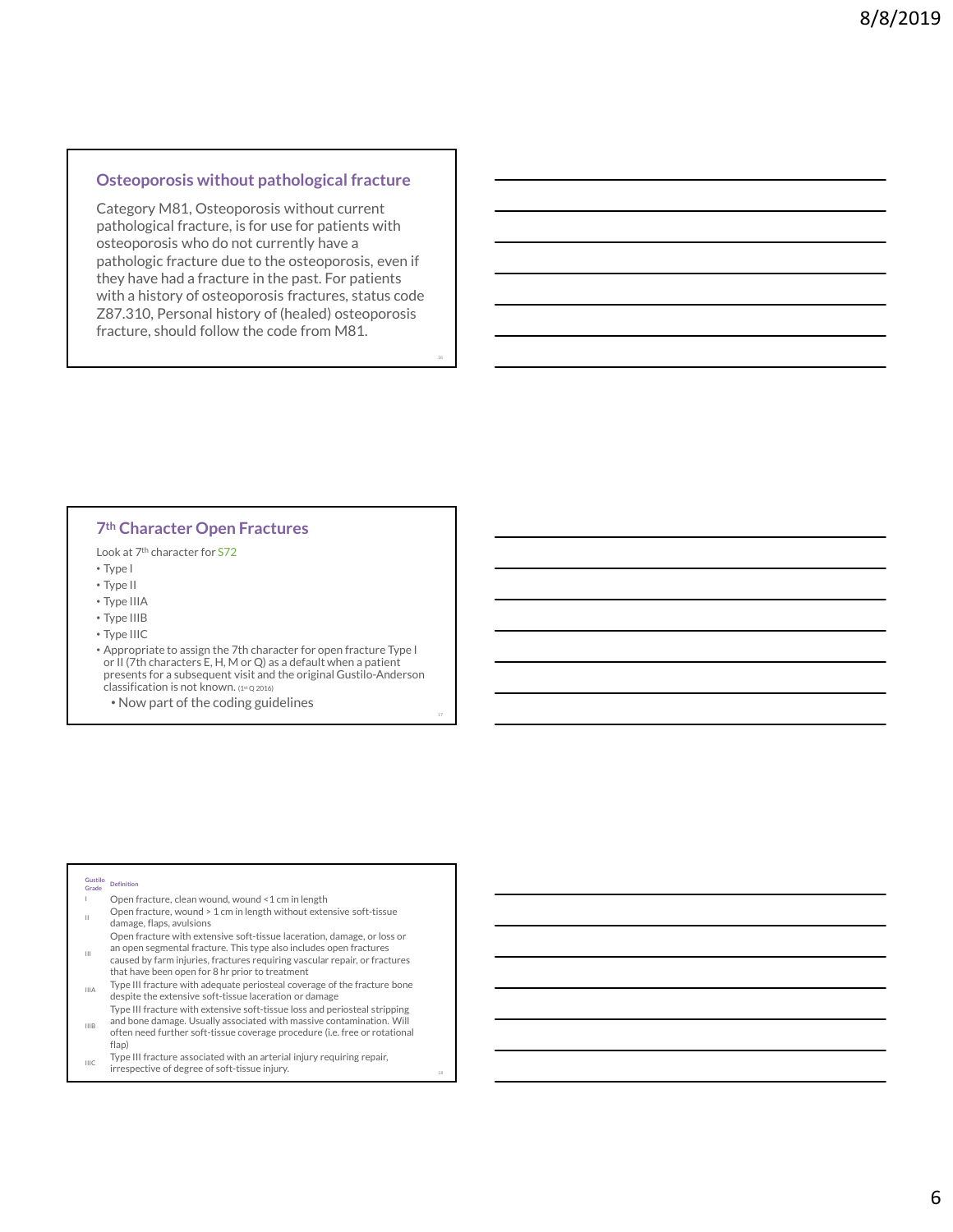## Osteoporosis without pathological fracture

Category M81, Osteoporosis without current pathological fracture, is for use for patients with osteoporosis who do not currently have a pathologic fracture due to the osteoporosis, even if they have had a fracture in the past. For patients with a history of osteoporosis fractures, status code Z87.310, Personal history of (healed) osteoporosis fracture, should follow the code from M81.

## 7th Character Open Fractures

Look at 7th character for S72

- Type I
- Type II
- Type IIIA
- Type IIIB
- Type IIIC
- Appropriate to assign the 7th character for open fracture Type I or II (7th characters E, H, M or Q) as a default when a patient presents for a subsequent visit and the original Gustilo-Anderson classification is not known. (1st Q 2016)
  - Now part of the coding guidelines

| Gustilo Grade | Definition |
|---|---|
| I | Open fracture, clean wound, wound <1 cm in length |
| II | Open fracture, wound > 1 cm in length without extensive soft-tissue damage, flaps, avulsions |
| III | Open fracture with extensive soft-tissue laceration, damage, or loss or an open segmental fracture. This type also includes open fractures caused by farm injuries, fractures requiring vascular repair, or fractures that have been open for 8 hr prior to treatment |
| IIIA | Type III fracture with adequate periosteal coverage of the fracture bone despite the extensive soft-tissue laceration or damage |
| IIIB | Type III fracture with extensive soft-tissue loss and periosteal stripping and bone damage. Usually associated with massive contamination. Will often need further soft-tissue coverage procedure (i.e. free or rotational flap) |
| IIIC | Type III fracture associated with an arterial injury requiring repair, irrespective of degree of soft-tissue injury. |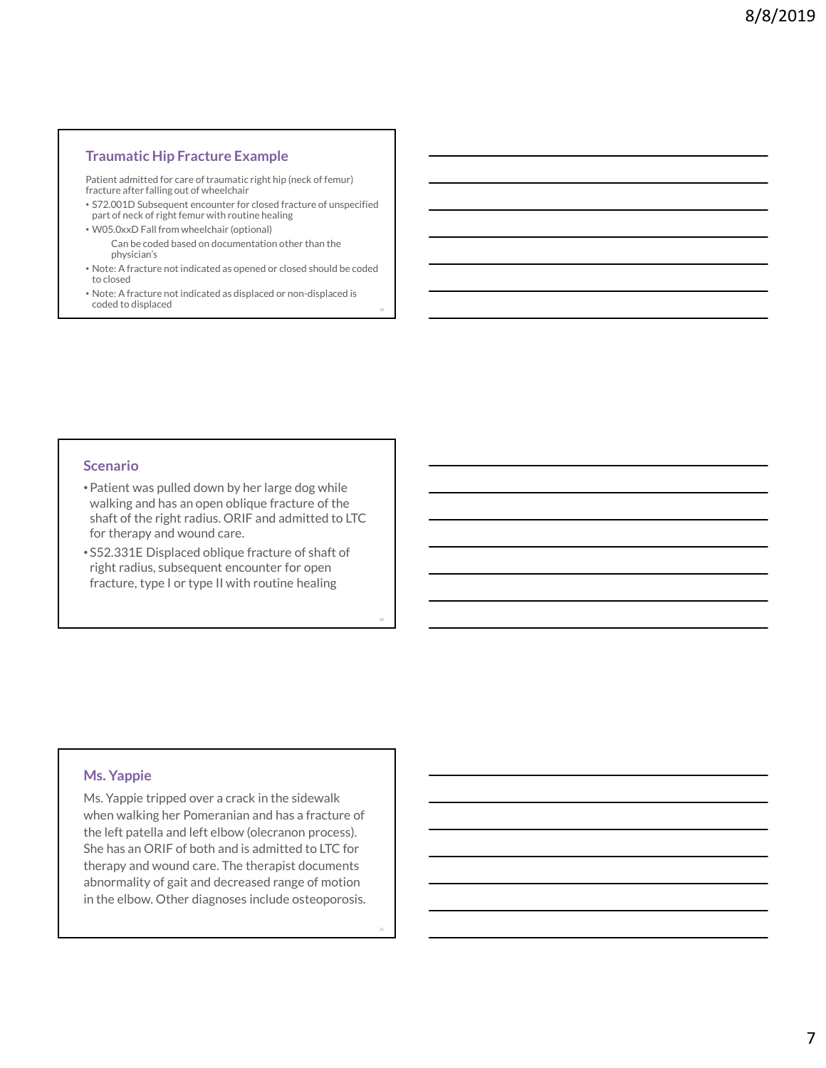## Traumatic Hip Fracture Example

Patient admitted for care of traumatic right hip (neck of femur) fracture after falling out of wheelchair

- S72.001D Subsequent encounter for closed fracture of unspecified part of neck of right femur with routine healing
- W05.0xxD Fall from wheelchair (optional)
  - Can be coded based on documentation other than the physician's
- Note: A fracture not indicated as opened or closed should be coded to closed
- Note: A fracture not indicated as displaced or non-displaced is coded to displaced

## Scenario

- Patient was pulled down by her large dog while walking and has an open oblique fracture of the shaft of the right radius. ORIF and admitted to LTC for therapy and wound care.
- S52.331E Displaced oblique fracture of shaft of right radius, subsequent encounter for open fracture, type I or type II with routine healing

## Ms. Yappie

Ms. Yappie tripped over a crack in the sidewalk when walking her Pomeranian and has a fracture of the left patella and left elbow (olecranon process). She has an ORIF of both and is admitted to LTC for therapy and wound care. The therapist documents abnormality of gait and decreased range of motion in the elbow. Other diagnoses include osteoporosis.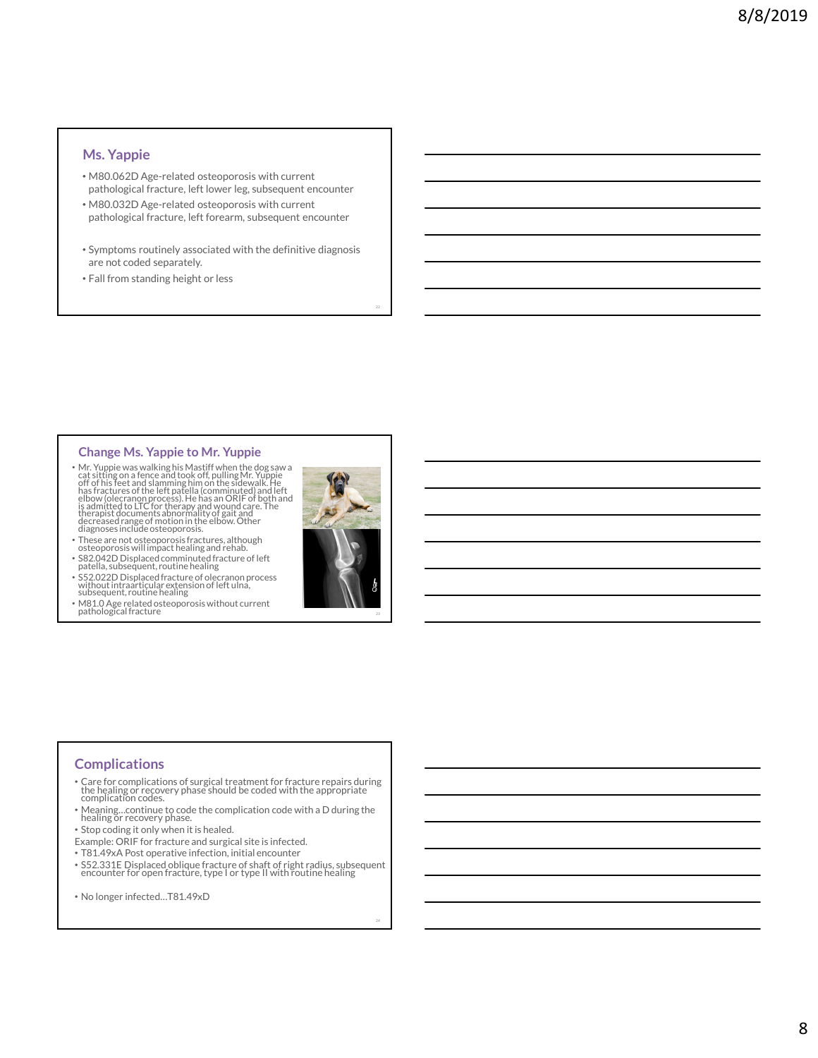## Ms. Yappie

- M80.062D Age-related osteoporosis with current pathological fracture, left lower leg, subsequent encounter
- M80.032D Age-related osteoporosis with current pathological fracture, left forearm, subsequent encounter

- Symptoms routinely associated with the definitive diagnosis are not coded separately.
- Fall from standing height or less

## Change Ms. Yappie to Mr. Yuppie

- Mr. Yuppie was walking his Mastiff when the dog saw a cat sitting on a fence and took off, pulling Mr. Yuppie off of his feet and slamming him on the sidewalk. He has fractures of the left patella (comminuted) and left elbow (olecranon process). He has an ORIF of both and is admitted to LTC for therapy and wound care. The therapist documents abnormality of gait and decreased range of motion in the elbow. Other diagnoses include osteoporosis.
- These are not osteoporosis fractures, although osteoporosis will impact healing and rehab.
- S82.042D Displaced comminuted fracture of left patella, subsequent, routine healing
- S52.022D Displaced fracture of olecranon process without intraarticular extension of left ulna, subsequent, routine healing
- M81.0 Age related osteoporosis without current pathological fracture

## Complications

- Care for complications of surgical treatment for fracture repairs during the healing or recovery phase should be coded with the appropriate complication codes.
- Meaning…continue to code the complication code with a D during the healing or recovery phase.
- Stop coding it only when it is healed.

Example: ORIF for fracture and surgical site is infected.

- T81.49xA Post operative infection, initial encounter
- S52.331E Displaced oblique fracture of shaft of right radius, subsequent encounter for open fracture, type I or type II with routine healing

- No longer infected…T81.49xD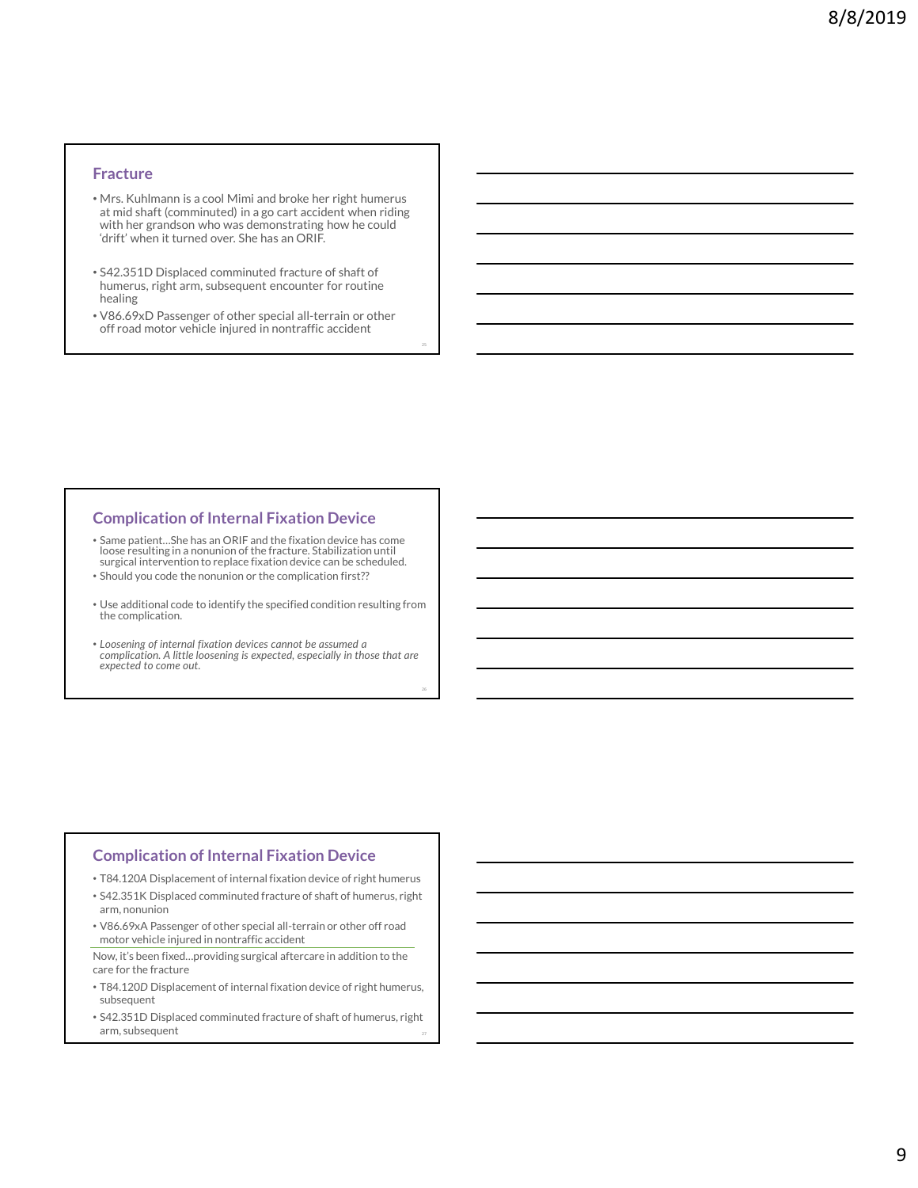## Fracture

- Mrs. Kuhlmann is a cool Mimi and broke her right humerus at mid shaft (comminuted) in a go cart accident when riding with her grandson who was demonstrating how he could 'drift' when it turned over. She has an ORIF.

- S42.351D Displaced comminuted fracture of shaft of humerus, right arm, subsequent encounter for routine healing
- V86.69xD Passenger of other special all-terrain or other off road motor vehicle injured in nontraffic accident

## Complication of Internal Fixation Device

- Same patient…She has an ORIF and the fixation device has come loose resulting in a nonunion of the fracture. Stabilization until surgical intervention to replace fixation device can be scheduled.
- Should you code the nonunion or the complication first??

- Use additional code to identify the specified condition resulting from the complication.

- *Loosening of internal fixation devices cannot be assumed a complication. A little loosening is expected, especially in those that are expected to come out.*

## Complication of Internal Fixation Device

- T84.120A Displacement of internal fixation device of right humerus
- S42.351K Displaced comminuted fracture of shaft of humerus, right arm, nonunion
- V86.69xA Passenger of other special all-terrain or other off road motor vehicle injured in nontraffic accident

Now, it's been fixed…providing surgical aftercare in addition to the care for the fracture

- T84.120D Displacement of internal fixation device of right humerus, subsequent
- S42.351D Displaced comminuted fracture of shaft of humerus, right arm, subsequent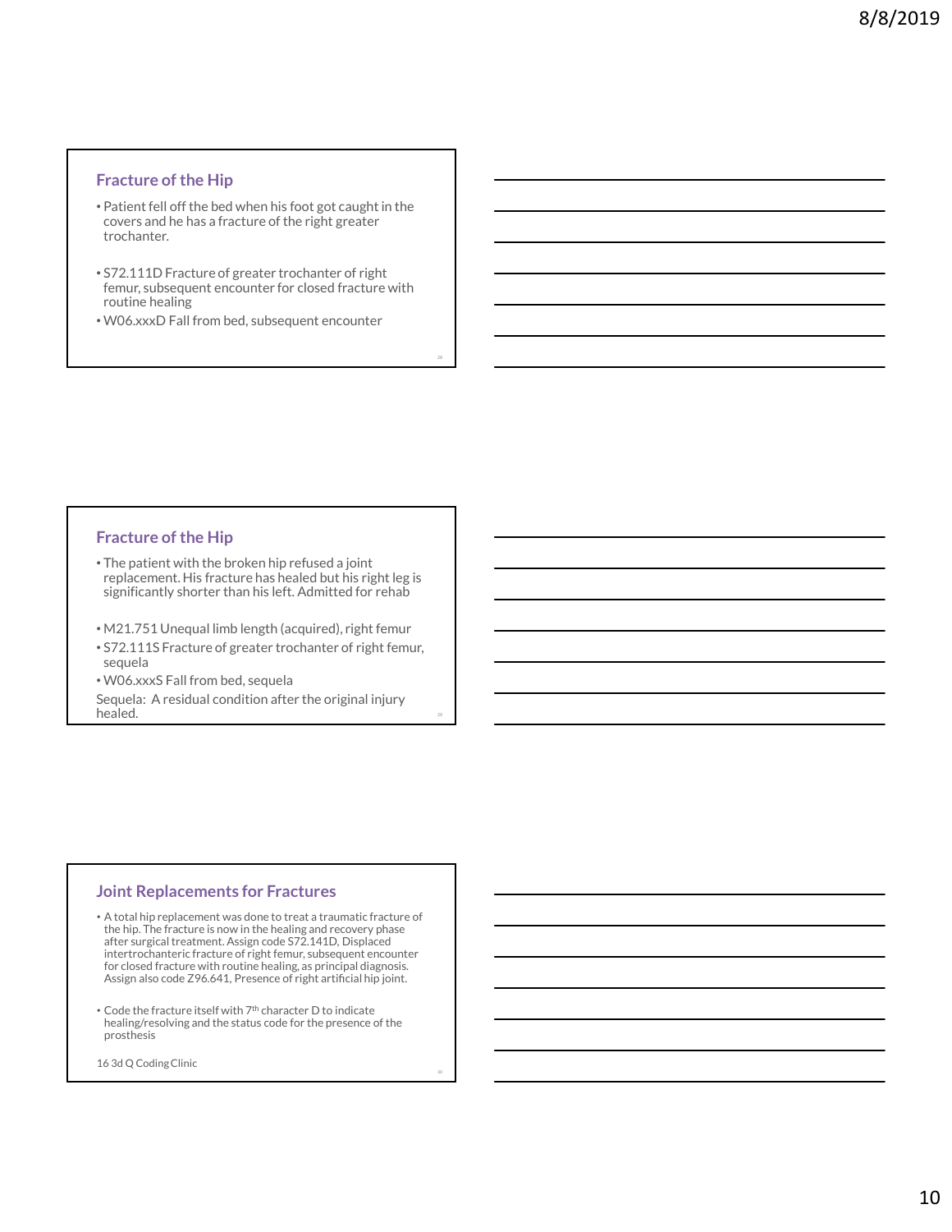## Fracture of the Hip

- Patient fell off the bed when his foot got caught in the covers and he has a fracture of the right greater trochanter.
- S72.111D Fracture of greater trochanter of right femur, subsequent encounter for closed fracture with routine healing
- W06.xxxD Fall from bed, subsequent encounter

## Fracture of the Hip

- The patient with the broken hip refused a joint replacement. His fracture has healed but his right leg is significantly shorter than his left. Admitted for rehab
- M21.751 Unequal limb length (acquired), right femur
- S72.111S Fracture of greater trochanter of right femur, sequela
- W06.xxxS Fall from bed, sequela

Sequela: A residual condition after the original injury healed.

## Joint Replacements for Fractures

- A total hip replacement was done to treat a traumatic fracture of the hip. The fracture is now in the healing and recovery phase after surgical treatment. Assign code S72.141D, Displaced intertrochanteric fracture of right femur, subsequent encounter for closed fracture with routine healing, as principal diagnosis. Assign also code Z96.641, Presence of right artificial hip joint.
- Code the fracture itself with 7th character D to indicate healing/resolving and the status code for the presence of the prosthesis

16 3d Q Coding Clinic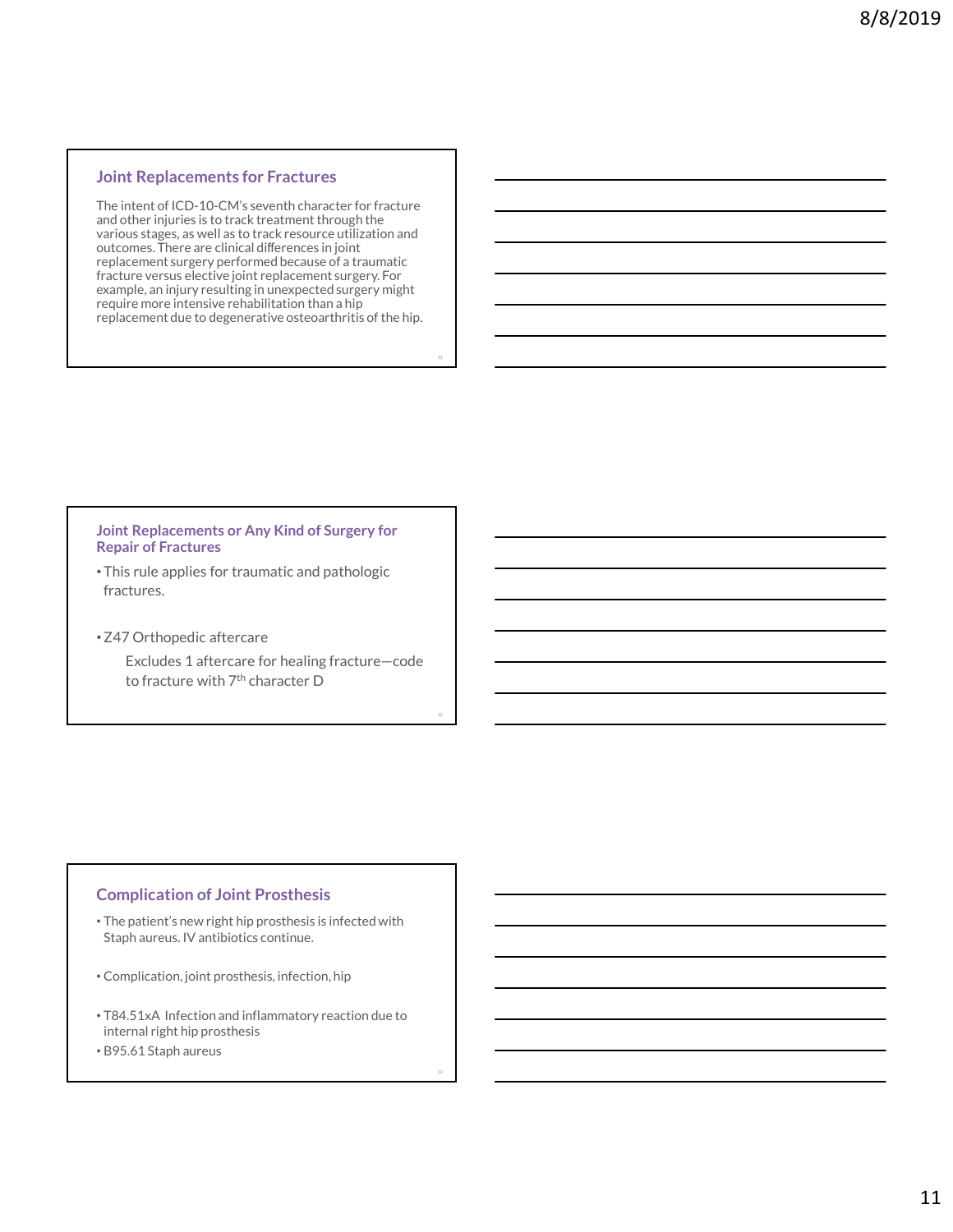## Joint Replacements for Fractures

The intent of ICD-10-CM's seventh character for fracture and other injuries is to track treatment through the various stages, as well as to track resource utilization and outcomes. There are clinical differences in joint replacement surgery performed because of a traumatic fracture versus elective joint replacement surgery. For example, an injury resulting in unexpected surgery might require more intensive rehabilitation than a hip replacement due to degenerative osteoarthritis of the hip.

## Joint Replacements or Any Kind of Surgery for Repair of Fractures

- This rule applies for traumatic and pathologic fractures.
- Z47 Orthopedic aftercare

  Excludes 1 aftercare for healing fracture—code to fracture with 7th character D

## Complication of Joint Prosthesis

- The patient's new right hip prosthesis is infected with Staph aureus. IV antibiotics continue.
- Complication, joint prosthesis, infection, hip
- T84.51xA Infection and inflammatory reaction due to internal right hip prosthesis
- B95.61 Staph aureus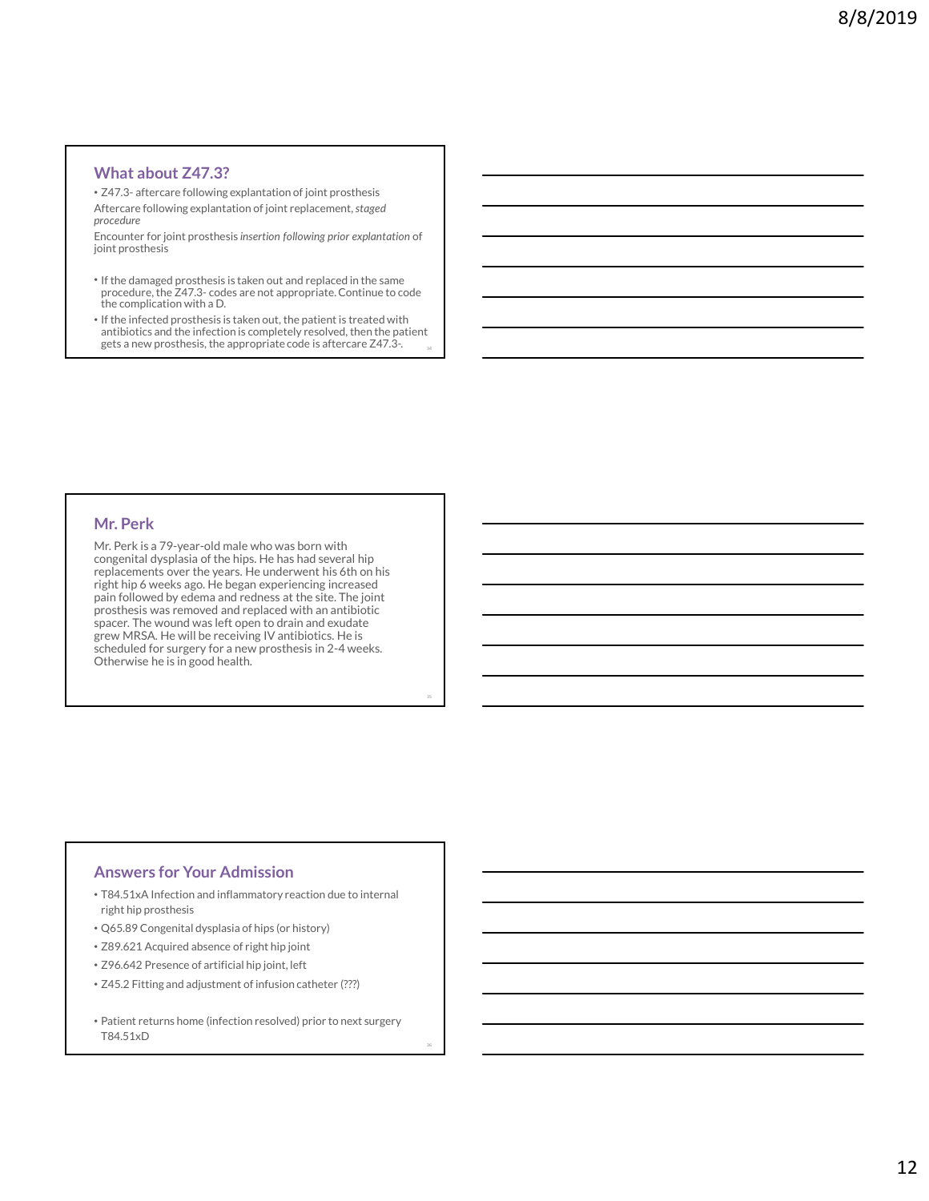## What about Z47.3?

- Z47.3- aftercare following explantation of joint prosthesis

Aftercare following explantation of joint replacement, *staged procedure*

Encounter for joint prosthesis *insertion following prior explantation* of joint prosthesis

- If the damaged prosthesis is taken out and replaced in the same procedure, the Z47.3- codes are not appropriate. Continue to code the complication with a D.
- If the infected prosthesis is taken out, the patient is treated with antibiotics and the infection is completely resolved, then the patient gets a new prosthesis, the appropriate code is aftercare Z47.3-.

## Mr. Perk

Mr. Perk is a 79-year-old male who was born with congenital dysplasia of the hips. He has had several hip replacements over the years. He underwent his 6th on his right hip 6 weeks ago. He began experiencing increased pain followed by edema and redness at the site. The joint prosthesis was removed and replaced with an antibiotic spacer. The wound was left open to drain and exudate grew MRSA. He will be receiving IV antibiotics. He is scheduled for surgery for a new prosthesis in 2-4 weeks. Otherwise he is in good health.

## Answers for Your Admission

- T84.51xA Infection and inflammatory reaction due to internal right hip prosthesis
- Q65.89 Congenital dysplasia of hips (or history)
- Z89.621 Acquired absence of right hip joint
- Z96.642 Presence of artificial hip joint, left
- Z45.2 Fitting and adjustment of infusion catheter (???)

- Patient returns home (infection resolved) prior to next surgery T84.51xD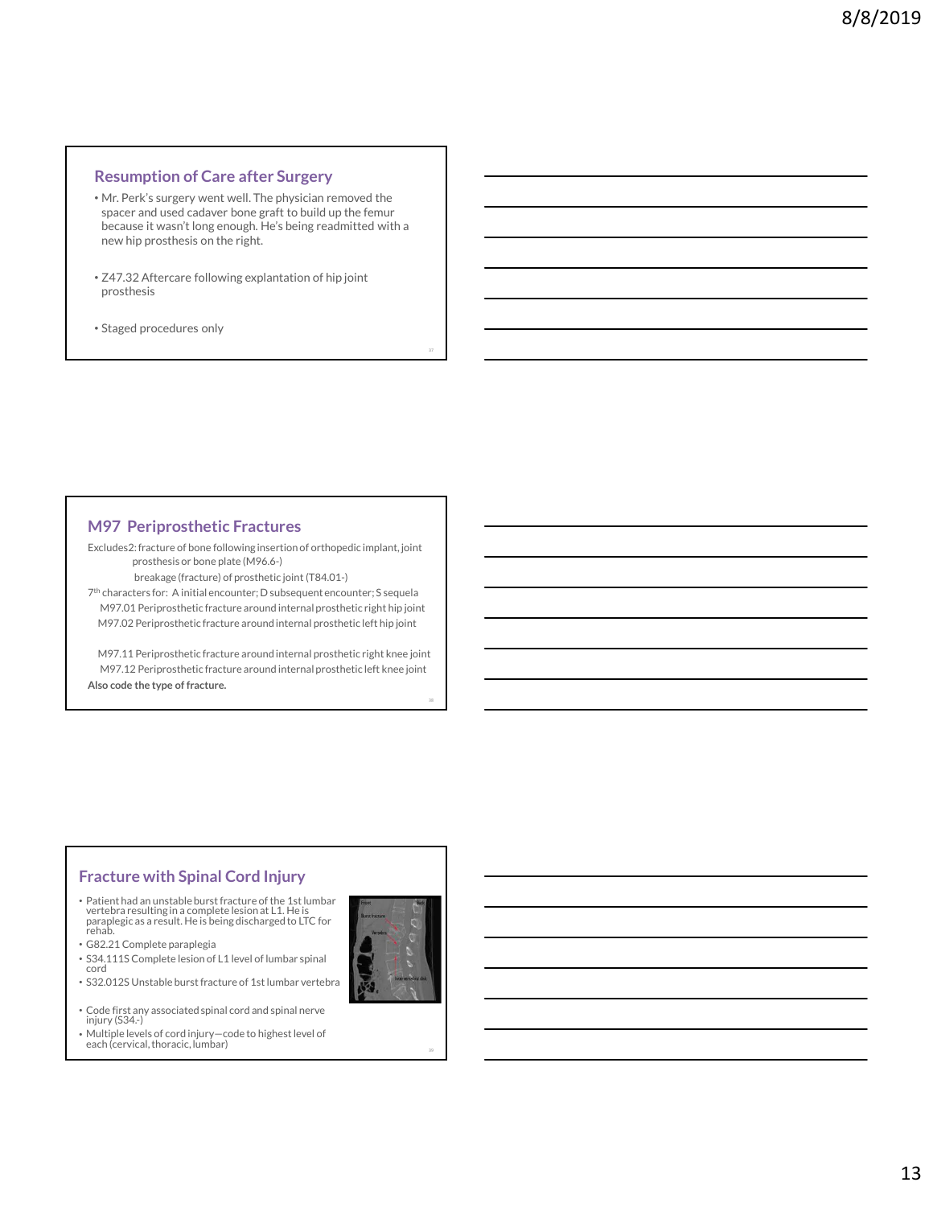## Resumption of Care after Surgery

- Mr. Perk's surgery went well. The physician removed the spacer and used cadaver bone graft to build up the femur because it wasn't long enough. He's being readmitted with a new hip prosthesis on the right.
- Z47.32 Aftercare following explantation of hip joint prosthesis
- Staged procedures only

## M97 Periprosthetic Fractures

Excludes2: fracture of bone following insertion of orthopedic implant, joint prosthesis or bone plate (M96.6-)

breakage (fracture) of prosthetic joint (T84.01-)

7th characters for: A initial encounter; D subsequent encounter; S sequela

M97.01 Periprosthetic fracture around internal prosthetic right hip joint

M97.02 Periprosthetic fracture around internal prosthetic left hip joint

M97.11 Periprosthetic fracture around internal prosthetic right knee joint

M97.12 Periprosthetic fracture around internal prosthetic left knee joint

**Also code the type of fracture.**

## Fracture with Spinal Cord Injury

- Patient had an unstable burst fracture of the 1st lumbar vertebra resulting in a complete lesion at L1. He is paraplegic as a result. He is being discharged to LTC for rehab.
- G82.21 Complete paraplegia
- S34.111S Complete lesion of L1 level of lumbar spinal cord
- S32.012S Unstable burst fracture of 1st lumbar vertebra
- Code first any associated spinal cord and spinal nerve injury (S34.-)
- Multiple levels of cord injury—code to highest level of each (cervical, thoracic, lumbar)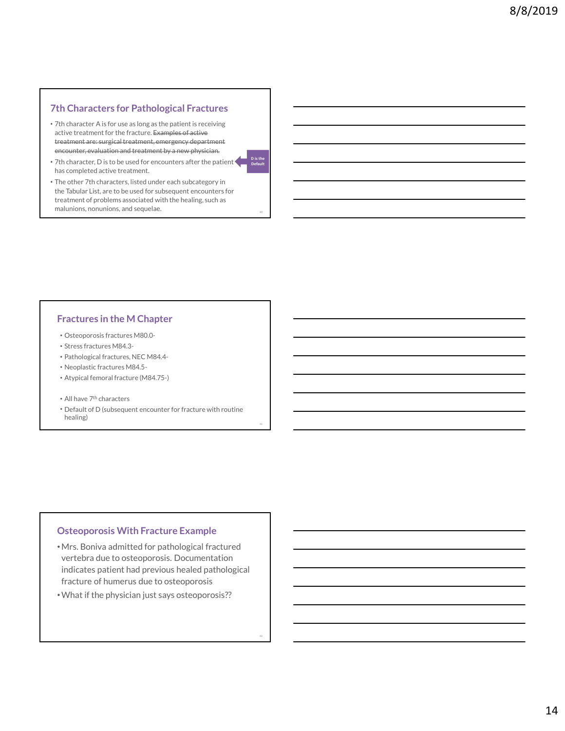## 7th Characters for Pathological Fractures

- 7th character A is for use as long as the patient is receiving active treatment for the fracture. ~~Examples of active treatment are: surgical treatment, emergency department encounter, evaluation and treatment by a new physician.~~
- 7th character, D is to be used for encounters after the patient has completed active treatment.
- The other 7th characters, listed under each subcategory in the Tabular List, are to be used for subsequent encounters for treatment of problems associated with the healing, such as malunions, nonunions, and sequelae.

D is the Default

## Fractures in the M Chapter

- Osteoporosis fractures M80.0-
- Stress fractures M84.3-
- Pathological fractures, NEC M84.4-
- Neoplastic fractures M84.5-
- Atypical femoral fracture (M84.75-)

- All have 7th characters
- Default of D (subsequent encounter for fracture with routine healing)

## Osteoporosis With Fracture Example

- Mrs. Boniva admitted for pathological fractured vertebra due to osteoporosis. Documentation indicates patient had previous healed pathological fracture of humerus due to osteoporosis
- What if the physician just says osteoporosis??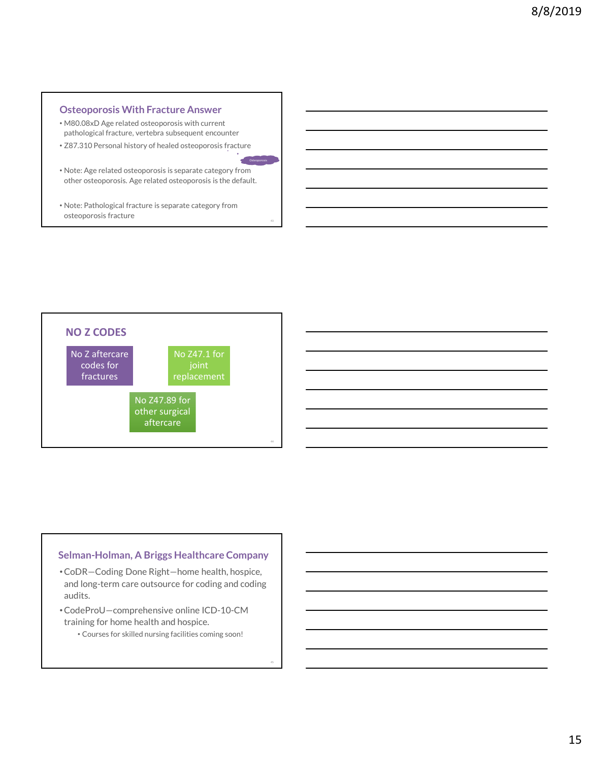## Osteoporosis With Fracture Answer

- M80.08xD Age related osteoporosis with current pathological fracture, vertebra subsequent encounter
- Z87.310 Personal history of healed osteoporosis fracture

Osteoporosis

- Note: Age related osteoporosis is separate category from other osteoporosis. Age related osteoporosis is the default.
- Note: Pathological fracture is separate category from osteoporosis fracture

## NO Z CODES

- No Z aftercare codes for fractures
- No Z47.1 for joint replacement
- No Z47.89 for other surgical aftercare

## Selman-Holman, A Briggs Healthcare Company

- CoDR—Coding Done Right—home health, hospice, and long-term care outsource for coding and coding audits.
- CodeProU—comprehensive online ICD-10-CM training for home health and hospice.
  - Courses for skilled nursing facilities coming soon!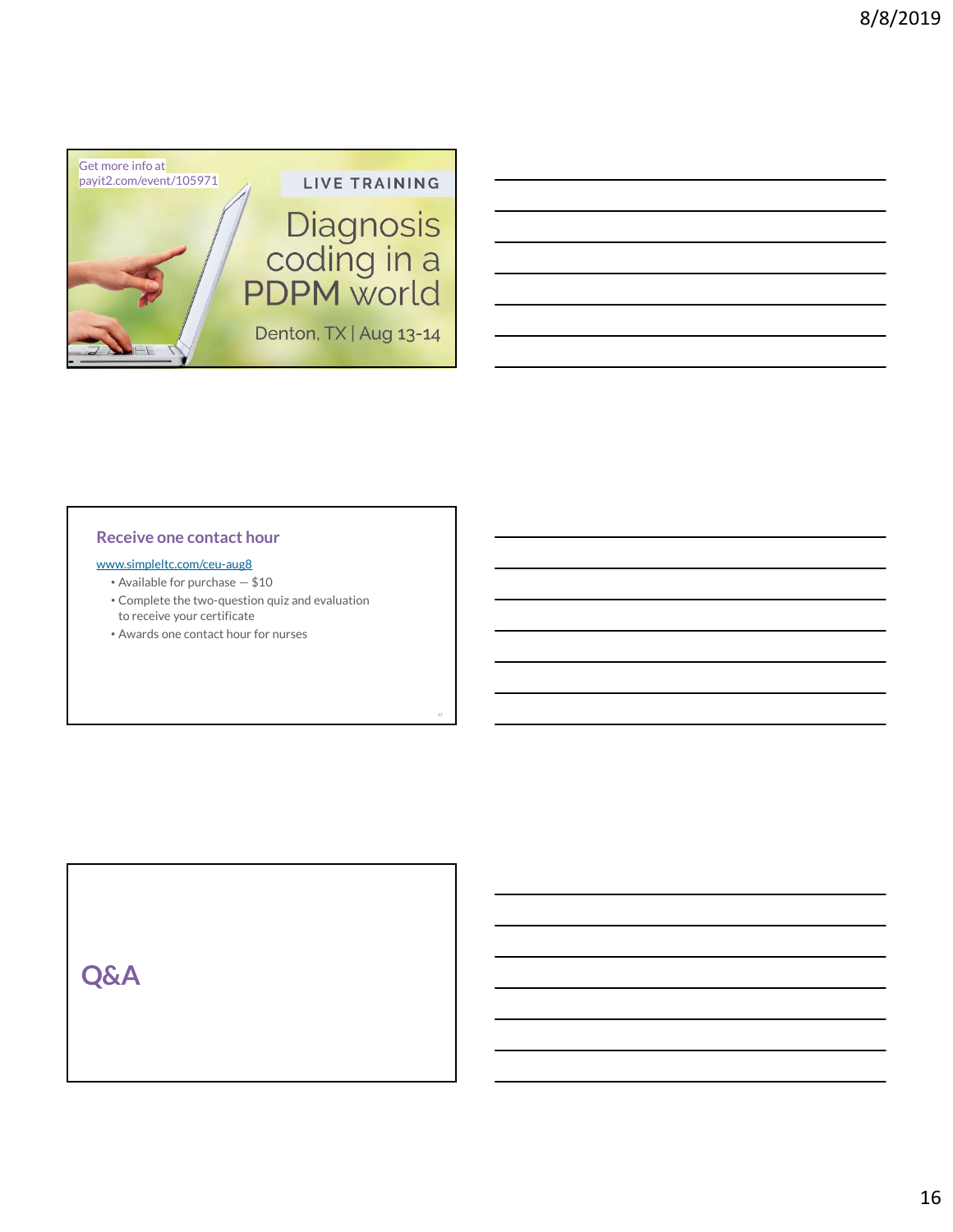Get more info at payit2.com/event/105971

LIVE TRAINING

Diagnosis coding in a PDPM world

Denton, TX | Aug 13-14

## Receive one contact hour

www.simpleltc.com/ceu-aug8

- Available for purchase — $10
- Complete the two-question quiz and evaluation to receive your certificate
- Awards one contact hour for nurses

## Q&A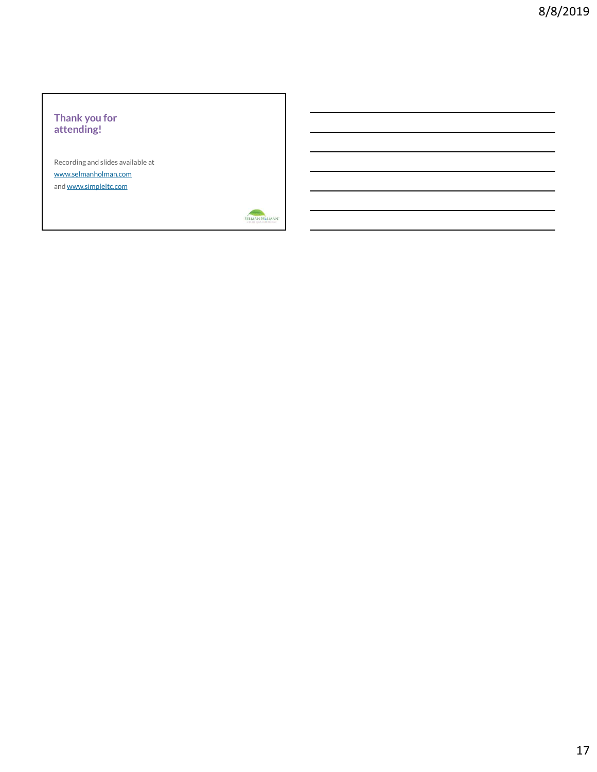## Thank you for attending!

Recording and slides available at

www.selmanholman.com

and www.simpleltc.com